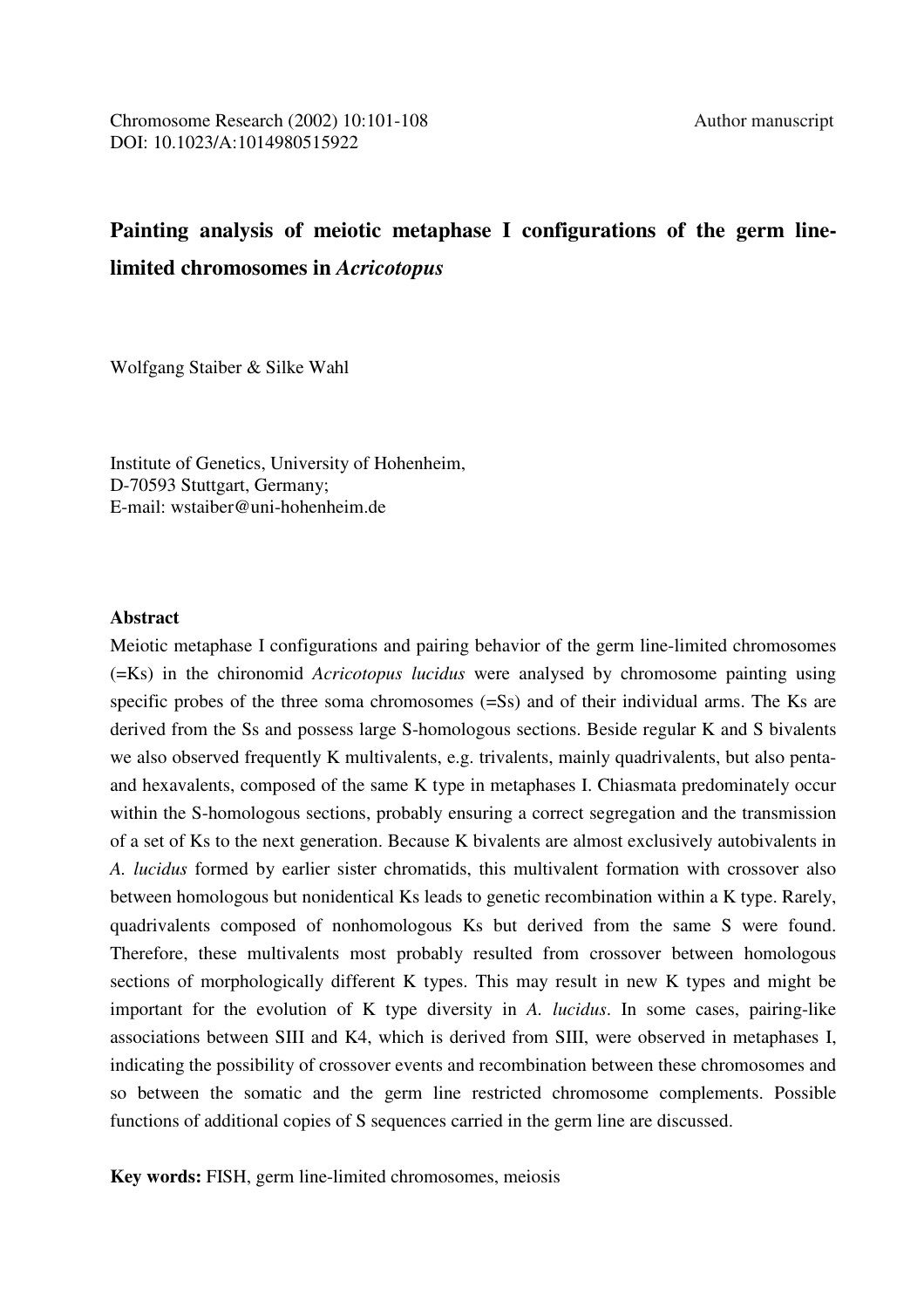Chromosome Research (2002) 10:101-108 Author manuscript
DOI: 10.1023/A:1014980515922

# Painting analysis of meiotic metaphase I configurations of the germ line-limited chromosomes in *Acricotopus*

Wolfgang Staiber & Silke Wahl

Institute of Genetics, University of Hohenheim,
D-70593 Stuttgart, Germany;
E-mail: wstaiber@uni-hohenheim.de

## Abstract

Meiotic metaphase I configurations and pairing behavior of the germ line-limited chromosomes (=Ks) in the chironomid *Acricotopus lucidus* were analysed by chromosome painting using specific probes of the three soma chromosomes (=Ss) and of their individual arms. The Ks are derived from the Ss and possess large S-homologous sections. Beside regular K and S bivalents we also observed frequently K multivalents, e.g. trivalents, mainly quadrivalents, but also penta- and hexavalents, composed of the same K type in metaphases I. Chiasmata predominately occur within the S-homologous sections, probably ensuring a correct segregation and the transmission of a set of Ks to the next generation. Because K bivalents are almost exclusively autobivalents in *A. lucidus* formed by earlier sister chromatids, this multivalent formation with crossover also between homologous but nonidentical Ks leads to genetic recombination within a K type. Rarely, quadrivalents composed of nonhomologous Ks but derived from the same S were found. Therefore, these multivalents most probably resulted from crossover between homologous sections of morphologically different K types. This may result in new K types and might be important for the evolution of K type diversity in *A. lucidus*. In some cases, pairing-like associations between SIII and K4, which is derived from SIII, were observed in metaphases I, indicating the possibility of crossover events and recombination between these chromosomes and so between the somatic and the germ line restricted chromosome complements. Possible functions of additional copies of S sequences carried in the germ line are discussed.

**Key words:** FISH, germ line-limited chromosomes, meiosis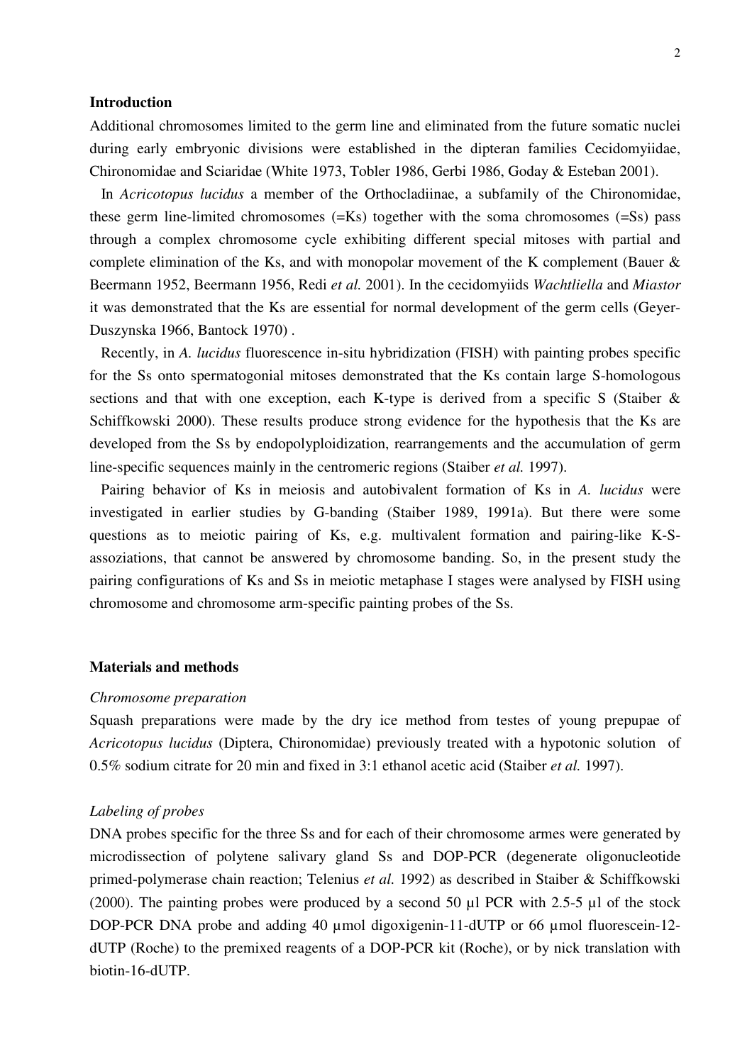## Introduction

Additional chromosomes limited to the germ line and eliminated from the future somatic nuclei during early embryonic divisions were established in the dipteran families Cecidomyiidae, Chironomidae and Sciaridae (White 1973, Tobler 1986, Gerbi 1986, Goday & Esteban 2001).

In *Acricotopus lucidus* a member of the Orthocladiinae, a subfamily of the Chironomidae, these germ line-limited chromosomes (=Ks) together with the soma chromosomes (=Ss) pass through a complex chromosome cycle exhibiting different special mitoses with partial and complete elimination of the Ks, and with monopolar movement of the K complement (Bauer & Beermann 1952, Beermann 1956, Redi *et al.* 2001). In the cecidomyiids *Wachtliella* and *Miastor* it was demonstrated that the Ks are essential for normal development of the germ cells (Geyer-Duszynska 1966, Bantock 1970) .

Recently, in *A. lucidus* fluorescence in-situ hybridization (FISH) with painting probes specific for the Ss onto spermatogonial mitoses demonstrated that the Ks contain large S-homologous sections and that with one exception, each K-type is derived from a specific S (Staiber & Schiffkowski 2000). These results produce strong evidence for the hypothesis that the Ks are developed from the Ss by endopolyploidization, rearrangements and the accumulation of germ line-specific sequences mainly in the centromeric regions (Staiber *et al.* 1997).

Pairing behavior of Ks in meiosis and autobivalent formation of Ks in *A. lucidus* were investigated in earlier studies by G-banding (Staiber 1989, 1991a). But there were some questions as to meiotic pairing of Ks, e.g. multivalent formation and pairing-like K-S-assoziations, that cannot be answered by chromosome banding. So, in the present study the pairing configurations of Ks and Ss in meiotic metaphase I stages were analysed by FISH using chromosome and chromosome arm-specific painting probes of the Ss.

## Materials and methods

### *Chromosome preparation*

Squash preparations were made by the dry ice method from testes of young prepupae of *Acricotopus lucidus* (Diptera, Chironomidae) previously treated with a hypotonic solution of 0.5% sodium citrate for 20 min and fixed in 3:1 ethanol acetic acid (Staiber *et al.* 1997).

### *Labeling of probes*

DNA probes specific for the three Ss and for each of their chromosome armes were generated by microdissection of polytene salivary gland Ss and DOP-PCR (degenerate oligonucleotide primed-polymerase chain reaction; Telenius *et al.* 1992) as described in Staiber & Schiffkowski (2000). The painting probes were produced by a second 50 µl PCR with 2.5-5 µl of the stock DOP-PCR DNA probe and adding 40 µmol digoxigenin-11-dUTP or 66 µmol fluorescein-12-dUTP (Roche) to the premixed reagents of a DOP-PCR kit (Roche), or by nick translation with biotin-16-dUTP.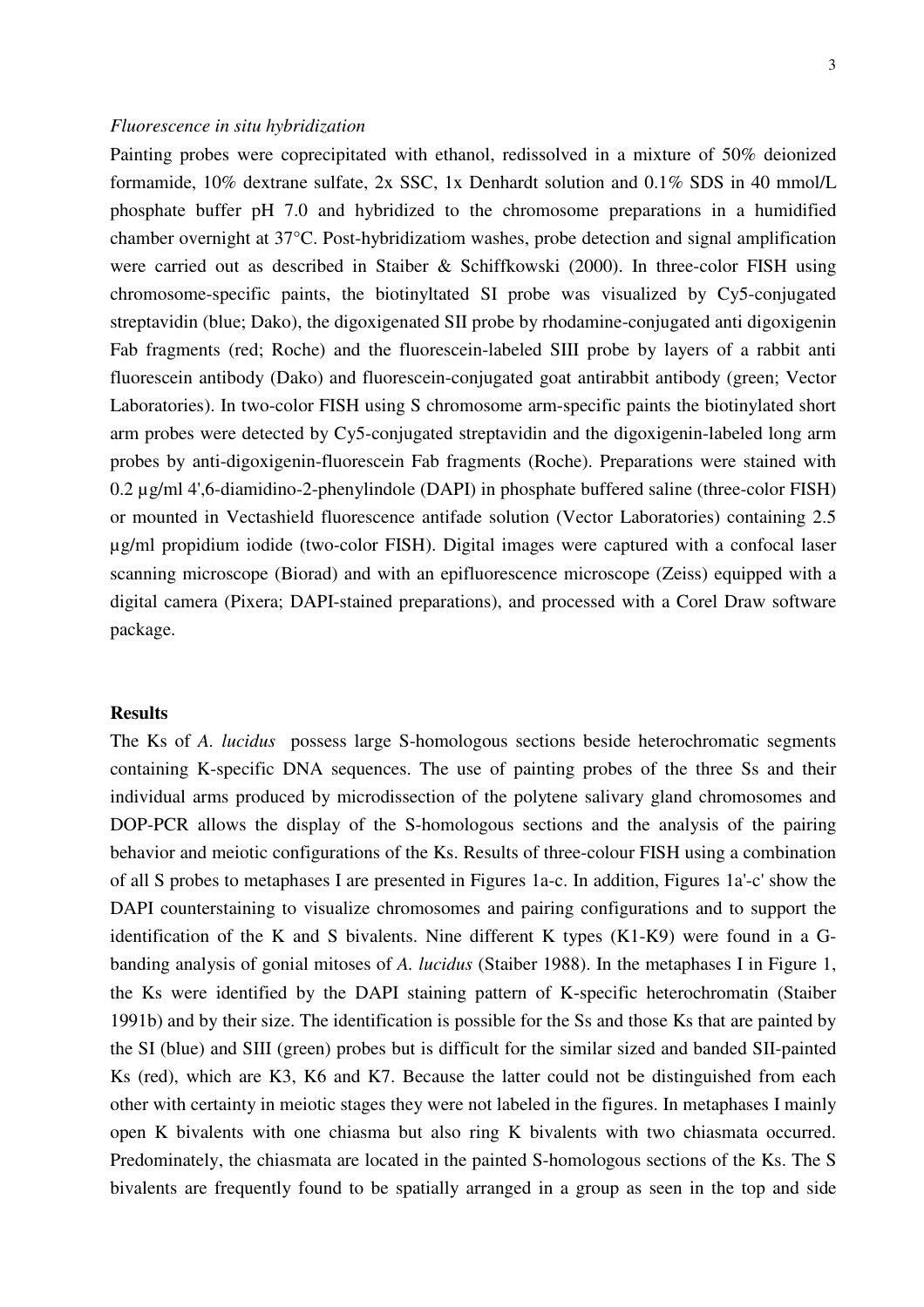*Fluorescence in situ hybridization*

Painting probes were coprecipitated with ethanol, redissolved in a mixture of 50% deionized formamide, 10% dextrane sulfate, 2x SSC, 1x Denhardt solution and 0.1% SDS in 40 mmol/L phosphate buffer pH 7.0 and hybridized to the chromosome preparations in a humidified chamber overnight at 37°C. Post-hybridizatiom washes, probe detection and signal amplification were carried out as described in Staiber & Schiffkowski (2000). In three-color FISH using chromosome-specific paints, the biotinyltated SI probe was visualized by Cy5-conjugated streptavidin (blue; Dako), the digoxigenated SII probe by rhodamine-conjugated anti digoxigenin Fab fragments (red; Roche) and the fluorescein-labeled SIII probe by layers of a rabbit anti fluorescein antibody (Dako) and fluorescein-conjugated goat antirabbit antibody (green; Vector Laboratories). In two-color FISH using S chromosome arm-specific paints the biotinylated short arm probes were detected by Cy5-conjugated streptavidin and the digoxigenin-labeled long arm probes by anti-digoxigenin-fluorescein Fab fragments (Roche). Preparations were stained with 0.2 µg/ml 4',6-diamidino-2-phenylindole (DAPI) in phosphate buffered saline (three-color FISH) or mounted in Vectashield fluorescence antifade solution (Vector Laboratories) containing 2.5 µg/ml propidium iodide (two-color FISH). Digital images were captured with a confocal laser scanning microscope (Biorad) and with an epifluorescence microscope (Zeiss) equipped with a digital camera (Pixera; DAPI-stained preparations), and processed with a Corel Draw software package.

## Results

The Ks of *A. lucidus* possess large S-homologous sections beside heterochromatic segments containing K-specific DNA sequences. The use of painting probes of the three Ss and their individual arms produced by microdissection of the polytene salivary gland chromosomes and DOP-PCR allows the display of the S-homologous sections and the analysis of the pairing behavior and meiotic configurations of the Ks. Results of three-colour FISH using a combination of all S probes to metaphases I are presented in Figures 1a-c. In addition, Figures 1a'-c' show the DAPI counterstaining to visualize chromosomes and pairing configurations and to support the identification of the K and S bivalents. Nine different K types (K1-K9) were found in a G-banding analysis of gonial mitoses of *A. lucidus* (Staiber 1988). In the metaphases I in Figure 1, the Ks were identified by the DAPI staining pattern of K-specific heterochromatin (Staiber 1991b) and by their size. The identification is possible for the Ss and those Ks that are painted by the SI (blue) and SIII (green) probes but is difficult for the similar sized and banded SII-painted Ks (red), which are K3, K6 and K7. Because the latter could not be distinguished from each other with certainty in meiotic stages they were not labeled in the figures. In metaphases I mainly open K bivalents with one chiasma but also ring K bivalents with two chiasmata occurred. Predominately, the chiasmata are located in the painted S-homologous sections of the Ks. The S bivalents are frequently found to be spatially arranged in a group as seen in the top and side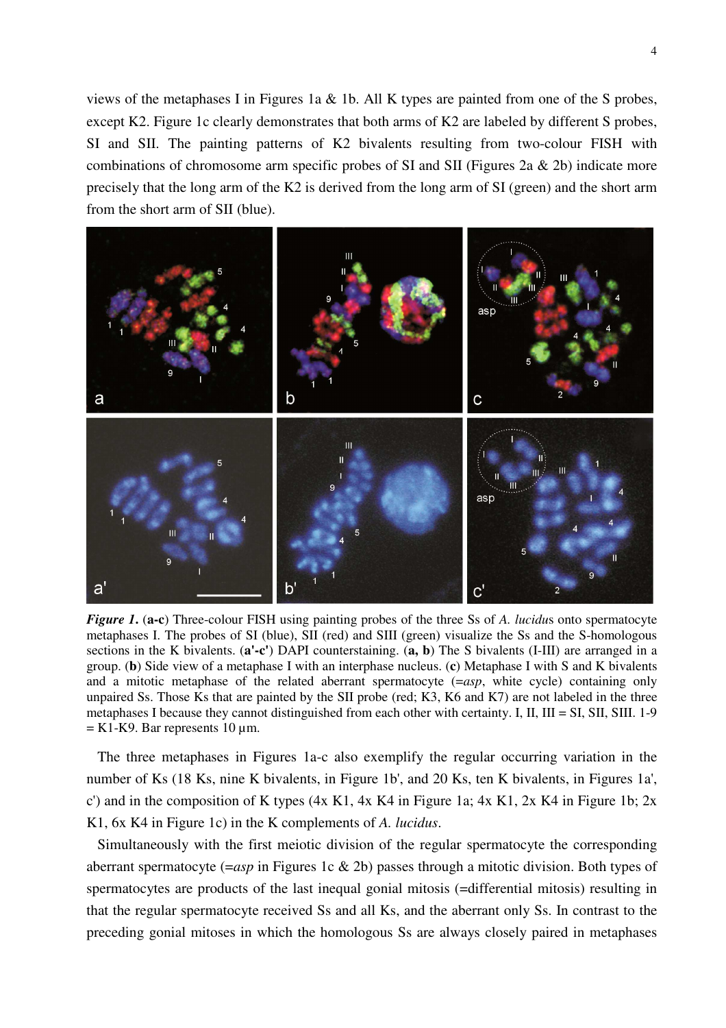views of the metaphases I in Figures 1a & 1b. All K types are painted from one of the S probes, except K2. Figure 1c clearly demonstrates that both arms of K2 are labeled by different S probes, SI and SII. The painting patterns of K2 bivalents resulting from two-colour FISH with combinations of chromosome arm specific probes of SI and SII (Figures 2a & 2b) indicate more precisely that the long arm of the K2 is derived from the long arm of SI (green) and the short arm from the short arm of SII (blue).

***Figure 1.*** (**a-c**) Three-colour FISH using painting probes of the three Ss of *A. lucidus* onto spermatocyte metaphases I. The probes of SI (blue), SII (red) and SIII (green) visualize the Ss and the S-homologous sections in the K bivalents. (**a'-c'**) DAPI counterstaining. (**a, b**) The S bivalents (I-III) are arranged in a group. (**b**) Side view of a metaphase I with an interphase nucleus. (**c**) Metaphase I with S and K bivalents and a mitotic metaphase of the related aberrant spermatocyte (=*asp*, white cycle) containing only unpaired Ss. Those Ks that are painted by the SII probe (red; K3, K6 and K7) are not labeled in the three metaphases I because they cannot distinguished from each other with certainty. I, II, III = SI, SII, SIII. 1-9 = K1-K9. Bar represents 10 µm.

The three metaphases in Figures 1a-c also exemplify the regular occurring variation in the number of Ks (18 Ks, nine K bivalents, in Figure 1b', and 20 Ks, ten K bivalents, in Figures 1a', c') and in the composition of K types (4x K1, 4x K4 in Figure 1a; 4x K1, 2x K4 in Figure 1b; 2x K1, 6x K4 in Figure 1c) in the K complements of *A. lucidus*.

Simultaneously with the first meiotic division of the regular spermatocyte the corresponding aberrant spermatocyte (=*asp* in Figures 1c & 2b) passes through a mitotic division. Both types of spermatocytes are products of the last inequal gonial mitosis (=differential mitosis) resulting in that the regular spermatocyte received Ss and all Ks, and the aberrant only Ss. In contrast to the preceding gonial mitoses in which the homologous Ss are always closely paired in metaphases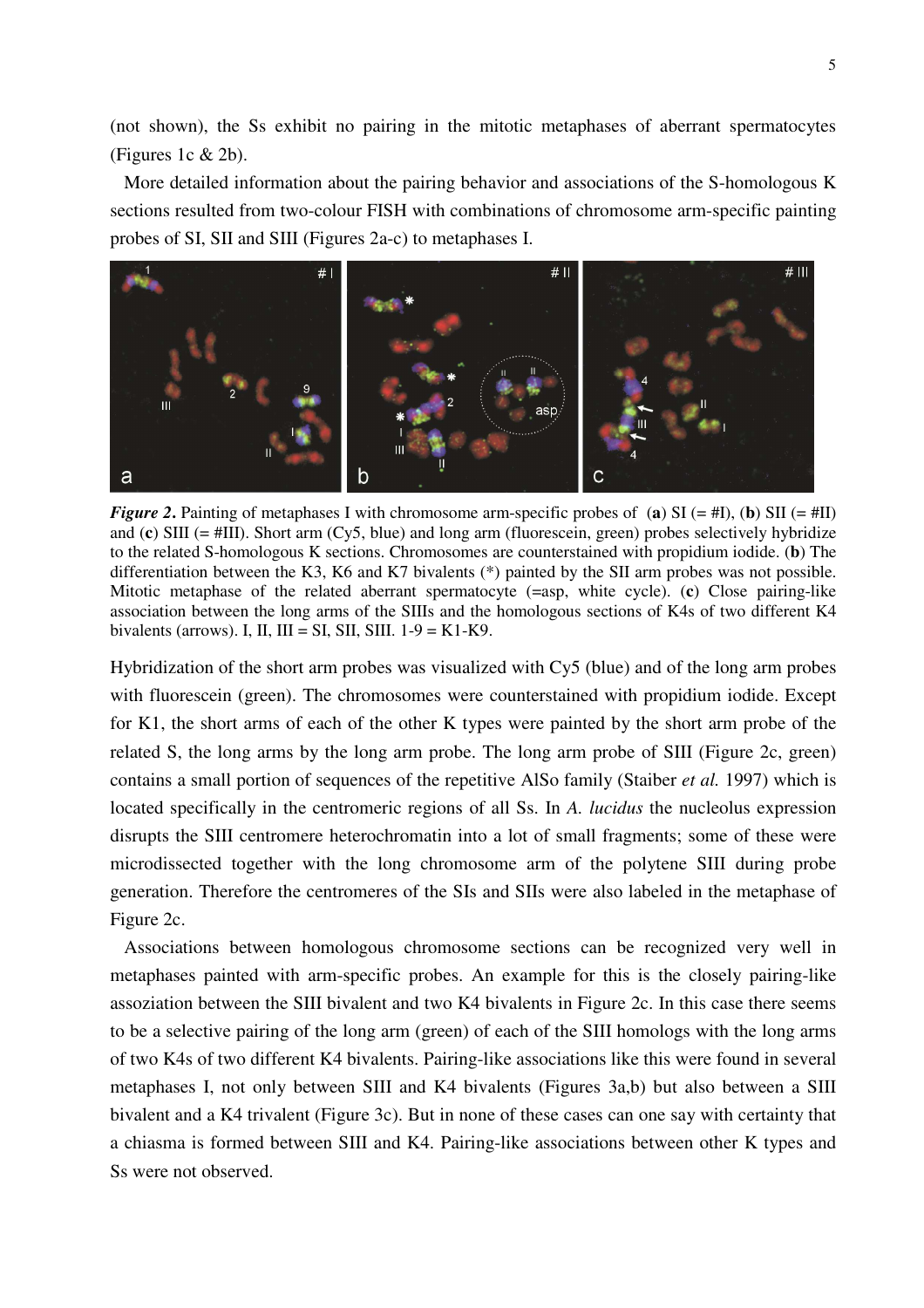(not shown), the Ss exhibit no pairing in the mitotic metaphases of aberrant spermatocytes (Figures 1c & 2b).

More detailed information about the pairing behavior and associations of the S-homologous K sections resulted from two-colour FISH with combinations of chromosome arm-specific painting probes of SI, SII and SIII (Figures 2a-c) to metaphases I.

***Figure 2*.** Painting of metaphases I with chromosome arm-specific probes of (**a**) SI (= #I), (**b**) SII (= #II) and (**c**) SIII (= #III). Short arm (Cy5, blue) and long arm (fluorescein, green) probes selectively hybridize to the related S-homologous K sections. Chromosomes are counterstained with propidium iodide. (**b**) The differentiation between the K3, K6 and K7 bivalents (*) painted by the SII arm probes was not possible. Mitotic metaphase of the related aberrant spermatocyte (=asp, white cycle). (**c**) Close pairing-like association between the long arms of the SIIIs and the homologous sections of K4s of two different K4 bivalents (arrows). I, II, III = SI, SII, SIII. 1-9 = K1-K9.

Hybridization of the short arm probes was visualized with Cy5 (blue) and of the long arm probes with fluorescein (green). The chromosomes were counterstained with propidium iodide. Except for K1, the short arms of each of the other K types were painted by the short arm probe of the related S, the long arms by the long arm probe. The long arm probe of SIII (Figure 2c, green) contains a small portion of sequences of the repetitive AlSo family (Staiber *et al.* 1997) which is located specifically in the centromeric regions of all Ss. In *A. lucidus* the nucleolus expression disrupts the SIII centromere heterochromatin into a lot of small fragments; some of these were microdissected together with the long chromosome arm of the polytene SIII during probe generation. Therefore the centromeres of the SIs and SIIs were also labeled in the metaphase of Figure 2c.

Associations between homologous chromosome sections can be recognized very well in metaphases painted with arm-specific probes. An example for this is the closely pairing-like assoziation between the SIII bivalent and two K4 bivalents in Figure 2c. In this case there seems to be a selective pairing of the long arm (green) of each of the SIII homologs with the long arms of two K4s of two different K4 bivalents. Pairing-like associations like this were found in several metaphases I, not only between SIII and K4 bivalents (Figures 3a,b) but also between a SIII bivalent and a K4 trivalent (Figure 3c). But in none of these cases can one say with certainty that a chiasma is formed between SIII and K4. Pairing-like associations between other K types and Ss were not observed.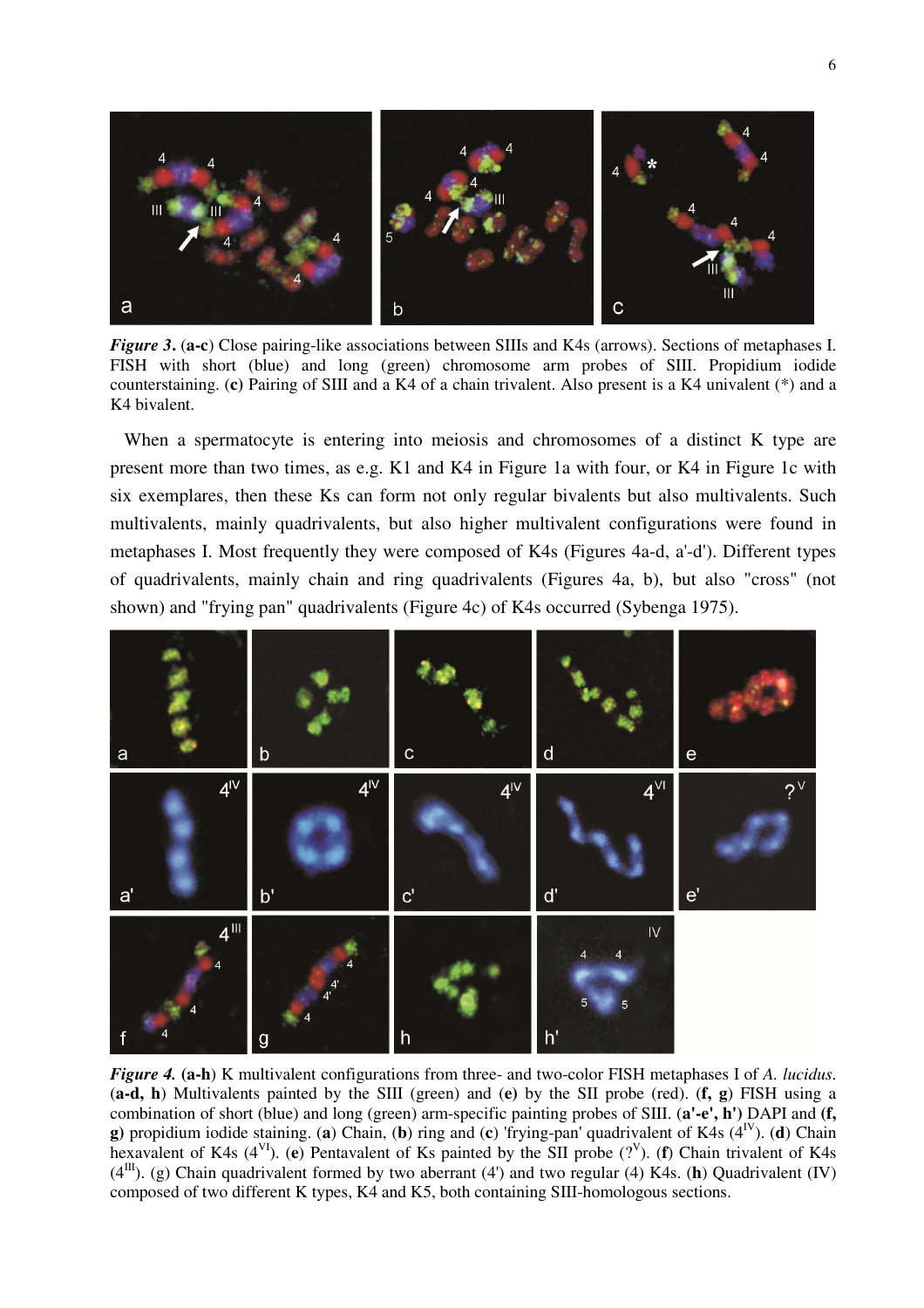***Figure 3***. (**a-c**) Close pairing-like associations between SIIIs and K4s (arrows). Sections of metaphases I. FISH with short (blue) and long (green) chromosome arm probes of SIII. Propidium iodide counterstaining. (**c**) Pairing of SIII and a K4 of a chain trivalent. Also present is a K4 univalent (*) and a K4 bivalent.

When a spermatocyte is entering into meiosis and chromosomes of a distinct K type are present more than two times, as e.g. K1 and K4 in Figure 1a with four, or K4 in Figure 1c with six exemplares, then these Ks can form not only regular bivalents but also multivalents. Such multivalents, mainly quadrivalents, but also higher multivalent configurations were found in metaphases I. Most frequently they were composed of K4s (Figures 4a-d, a'-d'). Different types of quadrivalents, mainly chain and ring quadrivalents (Figures 4a, b), but also "cross" (not shown) and "frying pan" quadrivalents (Figure 4c) of K4s occurred (Sybenga 1975).

***Figure 4.*** **(a-h)** K multivalent configurations from three- and two-color FISH metaphases I of *A. lucidus*. (**a-d, h**) Multivalents painted by the SIII (green) and (**e**) by the SII probe (red). (**f, g**) FISH using a combination of short (blue) and long (green) arm-specific painting probes of SIII. (**a'-e', h')** DAPI and **(f, g)** propidium iodide staining. (**a**) Chain, (**b**) ring and (**c**) 'frying-pan' quadrivalent of K4s ($4^{IV}$). (**d**) Chain hexavalent of K4s ($4^{VI}$). (**e**) Pentavalent of Ks painted by the SII probe ($?^{V}$). (**f**) Chain trivalent of K4s ($4^{III}$). (g) Chain quadrivalent formed by two aberrant (4') and two regular (4) K4s. (**h**) Quadrivalent (IV) composed of two different K types, K4 and K5, both containing SIII-homologous sections.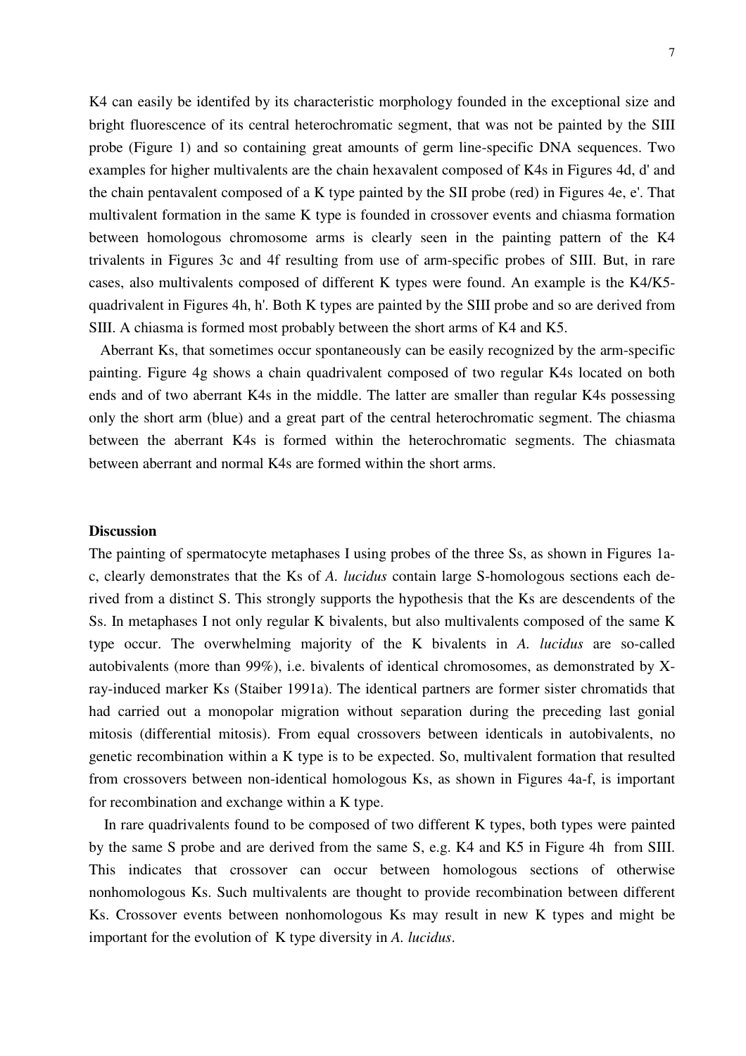K4 can easily be identifed by its characteristic morphology founded in the exceptional size and bright fluorescence of its central heterochromatic segment, that was not be painted by the SIII probe (Figure 1) and so containing great amounts of germ line-specific DNA sequences. Two examples for higher multivalents are the chain hexavalent composed of K4s in Figures 4d, d' and the chain pentavalent composed of a K type painted by the SII probe (red) in Figures 4e, e'. That multivalent formation in the same K type is founded in crossover events and chiasma formation between homologous chromosome arms is clearly seen in the painting pattern of the K4 trivalents in Figures 3c and 4f resulting from use of arm-specific probes of SIII. But, in rare cases, also multivalents composed of different K types were found. An example is the K4/K5-quadrivalent in Figures 4h, h'. Both K types are painted by the SIII probe and so are derived from SIII. A chiasma is formed most probably between the short arms of K4 and K5.

Aberrant Ks, that sometimes occur spontaneously can be easily recognized by the arm-specific painting. Figure 4g shows a chain quadrivalent composed of two regular K4s located on both ends and of two aberrant K4s in the middle. The latter are smaller than regular K4s possessing only the short arm (blue) and a great part of the central heterochromatic segment. The chiasma between the aberrant K4s is formed within the heterochromatic segments. The chiasmata between aberrant and normal K4s are formed within the short arms.

**Discussion**

The painting of spermatocyte metaphases I using probes of the three Ss, as shown in Figures 1a-c, clearly demonstrates that the Ks of *A. lucidus* contain large S-homologous sections each derived from a distinct S. This strongly supports the hypothesis that the Ks are descendents of the Ss. In metaphases I not only regular K bivalents, but also multivalents composed of the same K type occur. The overwhelming majority of the K bivalents in *A. lucidus* are so-called autobivalents (more than 99%), i.e. bivalents of identical chromosomes, as demonstrated by X-ray-induced marker Ks (Staiber 1991a). The identical partners are former sister chromatids that had carried out a monopolar migration without separation during the preceding last gonial mitosis (differential mitosis). From equal crossovers between identicals in autobivalents, no genetic recombination within a K type is to be expected. So, multivalent formation that resulted from crossovers between non-identical homologous Ks, as shown in Figures 4a-f, is important for recombination and exchange within a K type.

In rare quadrivalents found to be composed of two different K types, both types were painted by the same S probe and are derived from the same S, e.g. K4 and K5 in Figure 4h from SIII. This indicates that crossover can occur between homologous sections of otherwise nonhomologous Ks. Such multivalents are thought to provide recombination between different Ks. Crossover events between nonhomologous Ks may result in new K types and might be important for the evolution of K type diversity in *A. lucidus*.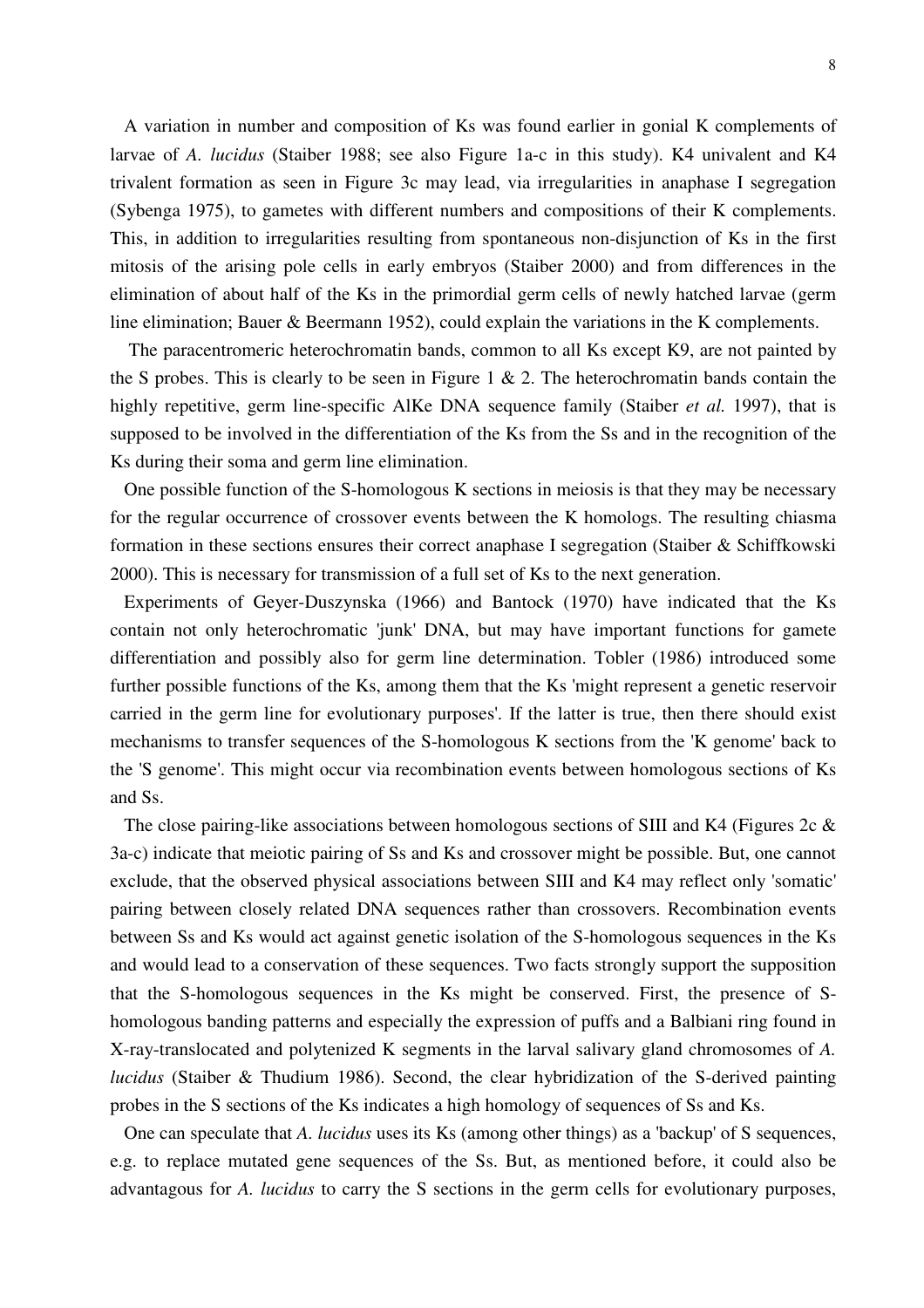A variation in number and composition of Ks was found earlier in gonial K complements of larvae of *A. lucidus* (Staiber 1988; see also Figure 1a-c in this study). K4 univalent and K4 trivalent formation as seen in Figure 3c may lead, via irregularities in anaphase I segregation (Sybenga 1975), to gametes with different numbers and compositions of their K complements. This, in addition to irregularities resulting from spontaneous non-disjunction of Ks in the first mitosis of the arising pole cells in early embryos (Staiber 2000) and from differences in the elimination of about half of the Ks in the primordial germ cells of newly hatched larvae (germ line elimination; Bauer & Beermann 1952), could explain the variations in the K complements.

The paracentromeric heterochromatin bands, common to all Ks except K9, are not painted by the S probes. This is clearly to be seen in Figure 1 & 2. The heterochromatin bands contain the highly repetitive, germ line-specific AlKe DNA sequence family (Staiber *et al.* 1997), that is supposed to be involved in the differentiation of the Ks from the Ss and in the recognition of the Ks during their soma and germ line elimination.

One possible function of the S-homologous K sections in meiosis is that they may be necessary for the regular occurrence of crossover events between the K homologs. The resulting chiasma formation in these sections ensures their correct anaphase I segregation (Staiber & Schiffkowski 2000). This is necessary for transmission of a full set of Ks to the next generation.

Experiments of Geyer-Duszynska (1966) and Bantock (1970) have indicated that the Ks contain not only heterochromatic 'junk' DNA, but may have important functions for gamete differentiation and possibly also for germ line determination. Tobler (1986) introduced some further possible functions of the Ks, among them that the Ks 'might represent a genetic reservoir carried in the germ line for evolutionary purposes'. If the latter is true, then there should exist mechanisms to transfer sequences of the S-homologous K sections from the 'K genome' back to the 'S genome'. This might occur via recombination events between homologous sections of Ks and Ss.

The close pairing-like associations between homologous sections of SIII and K4 (Figures 2c & 3a-c) indicate that meiotic pairing of Ss and Ks and crossover might be possible. But, one cannot exclude, that the observed physical associations between SIII and K4 may reflect only 'somatic' pairing between closely related DNA sequences rather than crossovers. Recombination events between Ss and Ks would act against genetic isolation of the S-homologous sequences in the Ks and would lead to a conservation of these sequences. Two facts strongly support the supposition that the S-homologous sequences in the Ks might be conserved. First, the presence of S-homologous banding patterns and especially the expression of puffs and a Balbiani ring found in X-ray-translocated and polytenized K segments in the larval salivary gland chromosomes of *A. lucidus* (Staiber & Thudium 1986). Second, the clear hybridization of the S-derived painting probes in the S sections of the Ks indicates a high homology of sequences of Ss and Ks.

One can speculate that *A. lucidus* uses its Ks (among other things) as a 'backup' of S sequences, e.g. to replace mutated gene sequences of the Ss. But, as mentioned before, it could also be advantageous for *A. lucidus* to carry the S sections in the germ cells for evolutionary purposes,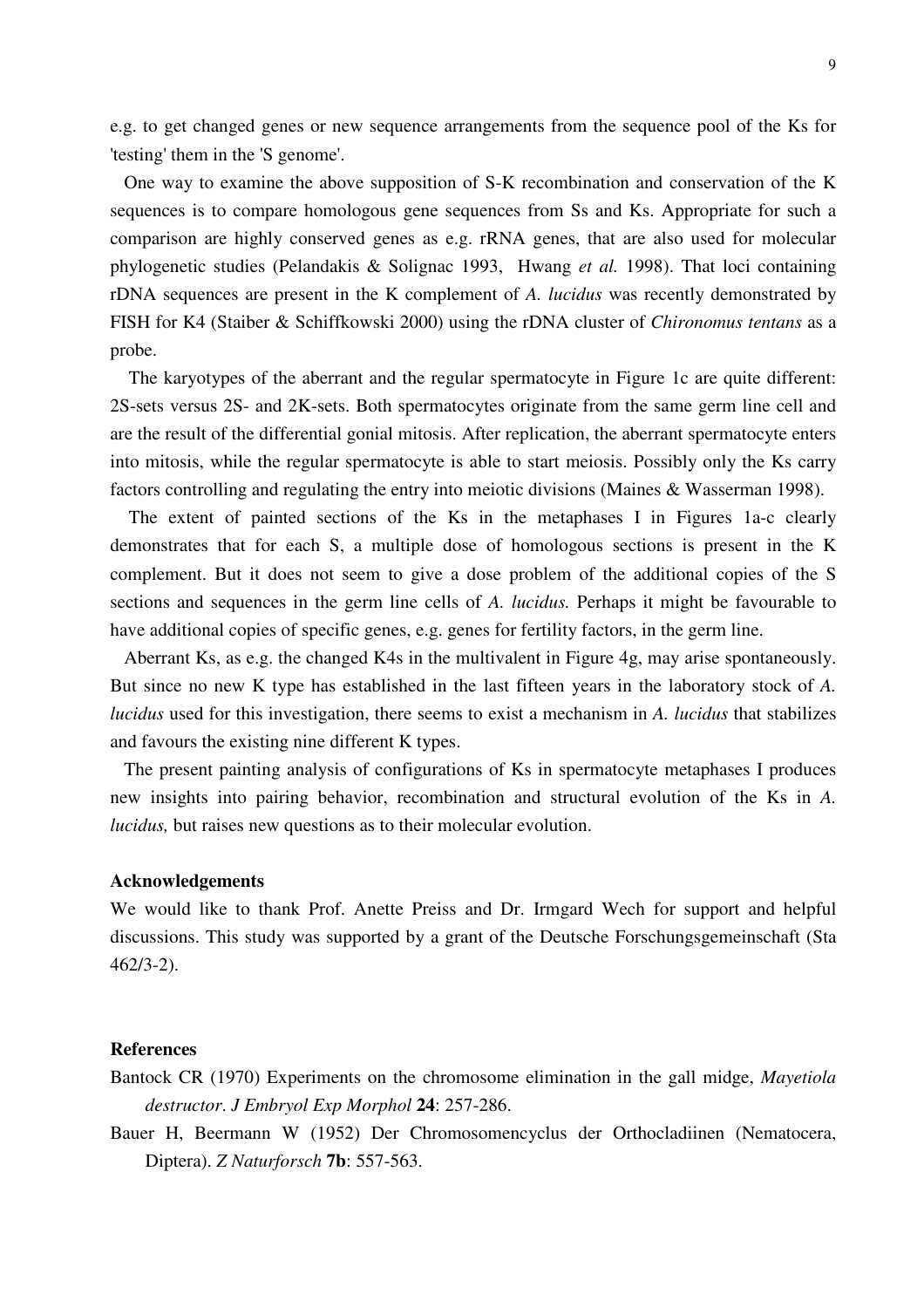e.g. to get changed genes or new sequence arrangements from the sequence pool of the Ks for 'testing' them in the 'S genome'.

One way to examine the above supposition of S-K recombination and conservation of the K sequences is to compare homologous gene sequences from Ss and Ks. Appropriate for such a comparison are highly conserved genes as e.g. rRNA genes, that are also used for molecular phylogenetic studies (Pelandakis & Solignac 1993, Hwang *et al.* 1998). That loci containing rDNA sequences are present in the K complement of *A. lucidus* was recently demonstrated by FISH for K4 (Staiber & Schiffkowski 2000) using the rDNA cluster of *Chironomus tentans* as a probe.

The karyotypes of the aberrant and the regular spermatocyte in Figure 1c are quite different: 2S-sets versus 2S- and 2K-sets. Both spermatocytes originate from the same germ line cell and are the result of the differential gonial mitosis. After replication, the aberrant spermatocyte enters into mitosis, while the regular spermatocyte is able to start meiosis. Possibly only the Ks carry factors controlling and regulating the entry into meiotic divisions (Maines & Wasserman 1998).

The extent of painted sections of the Ks in the metaphases I in Figures 1a-c clearly demonstrates that for each S, a multiple dose of homologous sections is present in the K complement. But it does not seem to give a dose problem of the additional copies of the S sections and sequences in the germ line cells of *A. lucidus.* Perhaps it might be favourable to have additional copies of specific genes, e.g. genes for fertility factors, in the germ line.

Aberrant Ks, as e.g. the changed K4s in the multivalent in Figure 4g, may arise spontaneously. But since no new K type has established in the last fifteen years in the laboratory stock of *A. lucidus* used for this investigation, there seems to exist a mechanism in *A. lucidus* that stabilizes and favours the existing nine different K types.

The present painting analysis of configurations of Ks in spermatocyte metaphases I produces new insights into pairing behavior, recombination and structural evolution of the Ks in *A. lucidus,* but raises new questions as to their molecular evolution.

**Acknowledgements**

We would like to thank Prof. Anette Preiss and Dr. Irmgard Wech for support and helpful discussions. This study was supported by a grant of the Deutsche Forschungsgemeinschaft (Sta 462/3-2).

**References**

Bantock CR (1970) Experiments on the chromosome elimination in the gall midge, *Mayetiola destructor*. *J Embryol Exp Morphol* **24**: 257-286.

Bauer H, Beermann W (1952) Der Chromosomencyclus der Orthocladiinen (Nematocera, Diptera). *Z Naturforsch* **7b**: 557-563.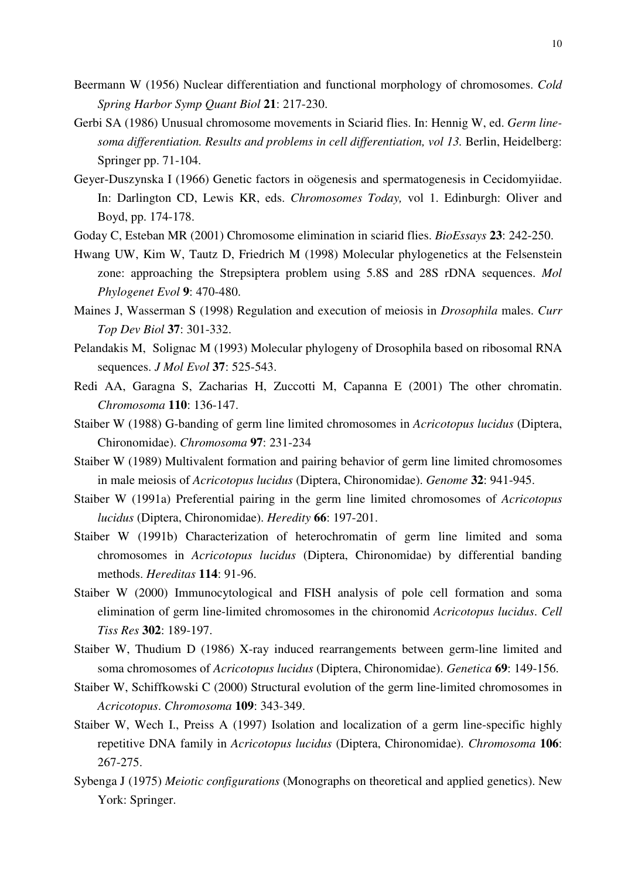Beermann W (1956) Nuclear differentiation and functional morphology of chromosomes. *Cold Spring Harbor Symp Quant Biol* **21**: 217-230.

Gerbi SA (1986) Unusual chromosome movements in Sciarid flies. In: Hennig W, ed. *Germ line-soma differentiation. Results and problems in cell differentiation, vol 13.* Berlin, Heidelberg: Springer pp. 71-104.

Geyer-Duszynska I (1966) Genetic factors in oögenesis and spermatogenesis in Cecidomyiidae. In: Darlington CD, Lewis KR, eds. *Chromosomes Today,* vol 1. Edinburgh: Oliver and Boyd, pp. 174-178.

Goday C, Esteban MR (2001) Chromosome elimination in sciarid flies. *BioEssays* **23**: 242-250.

Hwang UW, Kim W, Tautz D, Friedrich M (1998) Molecular phylogenetics at the Felsenstein zone: approaching the Strepsiptera problem using 5.8S and 28S rDNA sequences. *Mol Phylogenet Evol* **9**: 470-480.

Maines J, Wasserman S (1998) Regulation and execution of meiosis in *Drosophila* males. *Curr Top Dev Biol* **37**: 301-332.

Pelandakis M, Solignac M (1993) Molecular phylogeny of Drosophila based on ribosomal RNA sequences. *J Mol Evol* **37**: 525-543.

Redi AA, Garagna S, Zacharias H, Zuccotti M, Capanna E (2001) The other chromatin. *Chromosoma* **110**: 136-147.

Staiber W (1988) G-banding of germ line limited chromosomes in *Acricotopus lucidus* (Diptera, Chironomidae). *Chromosoma* **97**: 231-234

Staiber W (1989) Multivalent formation and pairing behavior of germ line limited chromosomes in male meiosis of *Acricotopus lucidus* (Diptera, Chironomidae). *Genome* **32**: 941-945.

Staiber W (1991a) Preferential pairing in the germ line limited chromosomes of *Acricotopus lucidus* (Diptera, Chironomidae). *Heredity* **66**: 197-201.

Staiber W (1991b) Characterization of heterochromatin of germ line limited and soma chromosomes in *Acricotopus lucidus* (Diptera, Chironomidae) by differential banding methods. *Hereditas* **114**: 91-96.

Staiber W (2000) Immunocytological and FISH analysis of pole cell formation and soma elimination of germ line-limited chromosomes in the chironomid *Acricotopus lucidus*. *Cell Tiss Res* **302**: 189-197.

Staiber W, Thudium D (1986) X-ray induced rearrangements between germ-line limited and soma chromosomes of *Acricotopus lucidus* (Diptera, Chironomidae). *Genetica* **69**: 149-156.

Staiber W, Schiffkowski C (2000) Structural evolution of the germ line-limited chromosomes in *Acricotopus*. *Chromosoma* **109**: 343-349.

Staiber W, Wech I., Preiss A (1997) Isolation and localization of a germ line-specific highly repetitive DNA family in *Acricotopus lucidus* (Diptera, Chironomidae). *Chromosoma* **106**: 267-275.

Sybenga J (1975) *Meiotic configurations* (Monographs on theoretical and applied genetics). New York: Springer.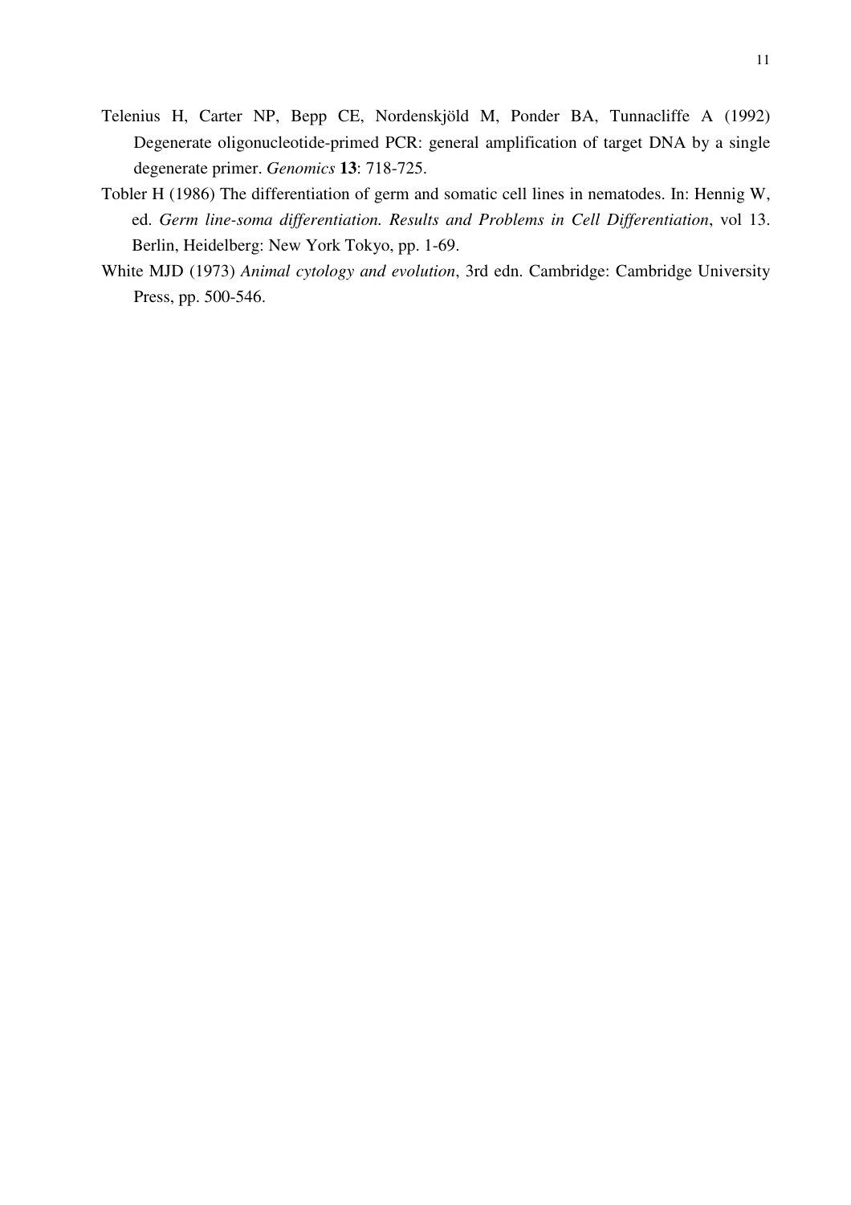Telenius H, Carter NP, Bepp CE, Nordenskjöld M, Ponder BA, Tunnacliffe A (1992) Degenerate oligonucleotide-primed PCR: general amplification of target DNA by a single degenerate primer. *Genomics* **13**: 718-725.

Tobler H (1986) The differentiation of germ and somatic cell lines in nematodes. In: Hennig W, ed. *Germ line-soma differentiation. Results and Problems in Cell Differentiation*, vol 13. Berlin, Heidelberg: New York Tokyo, pp. 1-69.

White MJD (1973) *Animal cytology and evolution*, 3rd edn. Cambridge: Cambridge University Press, pp. 500-546.